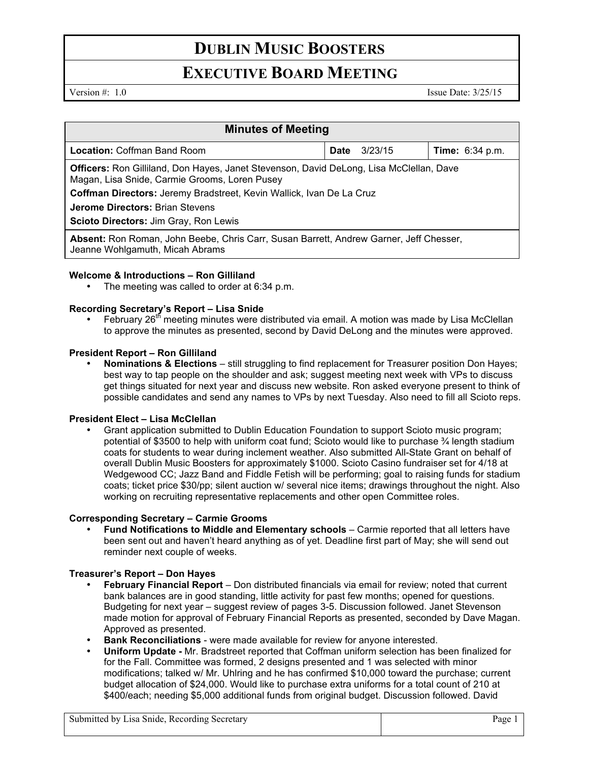# DUBLIN MUSIC BOOSTERS

# EXECUTIVE BOARD MEETING

Version #: 1.0 Issue Date: 3/25/15

| Minutes of Meeting | | |
|---|---|---|
| **Location:** Coffman Band Room | **Date** 3/23/15 | **Time:** 6:34 p.m. |
| **Officers:** Ron Gilliland, Don Hayes, Janet Stevenson, David DeLong, Lisa McClellan, Dave Magan, Lisa Snide, Carmie Grooms, Loren Pusey<br>**Coffman Directors:** Jeremy Bradstreet, Kevin Wallick, Ivan De La Cruz<br>**Jerome Directors:** Brian Stevens<br>**Scioto Directors:** Jim Gray, Ron Lewis | | |
| **Absent:** Ron Roman, John Beebe, Chris Carr, Susan Barrett, Andrew Garner, Jeff Chesser, Jeanne Wohlgamuth, Micah Abrams | | |

**Welcome & Introductions – Ron Gilliland**

- The meeting was called to order at 6:34 p.m.

**Recording Secretary's Report – Lisa Snide**

- February 26th meeting minutes were distributed via email. A motion was made by Lisa McClellan to approve the minutes as presented, second by David DeLong and the minutes were approved.

**President Report – Ron Gilliland**

- **Nominations & Elections** – still struggling to find replacement for Treasurer position Don Hayes; best way to tap people on the shoulder and ask; suggest meeting next week with VPs to discuss get things situated for next year and discuss new website. Ron asked everyone present to think of possible candidates and send any names to VPs by next Tuesday. Also need to fill all Scioto reps.

**President Elect – Lisa McClellan**

- Grant application submitted to Dublin Education Foundation to support Scioto music program; potential of $3500 to help with uniform coat fund; Scioto would like to purchase ¾ length stadium coats for students to wear during inclement weather. Also submitted All-State Grant on behalf of overall Dublin Music Boosters for approximately $1000. Scioto Casino fundraiser set for 4/18 at Wedgewood CC; Jazz Band and Fiddle Fetish will be performing; goal to raising funds for stadium coats; ticket price $30/pp; silent auction w/ several nice items; drawings throughout the night. Also working on recruiting representative replacements and other open Committee roles.

**Corresponding Secretary – Carmie Grooms**

- **Fund Notifications to Middle and Elementary schools** – Carmie reported that all letters have been sent out and haven't heard anything as of yet. Deadline first part of May; she will send out reminder next couple of weeks.

**Treasurer's Report – Don Hayes**

- **February Financial Report** – Don distributed financials via email for review; noted that current bank balances are in good standing, little activity for past few months; opened for questions. Budgeting for next year – suggest review of pages 3-5. Discussion followed. Janet Stevenson made motion for approval of February Financial Reports as presented, seconded by Dave Magan. Approved as presented.
- **Bank Reconciliations** - were made available for review for anyone interested.
- **Uniform Update -** Mr. Bradstreet reported that Coffman uniform selection has been finalized for for the Fall. Committee was formed, 2 designs presented and 1 was selected with minor modifications; talked w/ Mr. Uhlring and he has confirmed $10,000 toward the purchase; current budget allocation of $24,000. Would like to purchase extra uniforms for a total count of 210 at $400/each; needing $5,000 additional funds from original budget. Discussion followed. David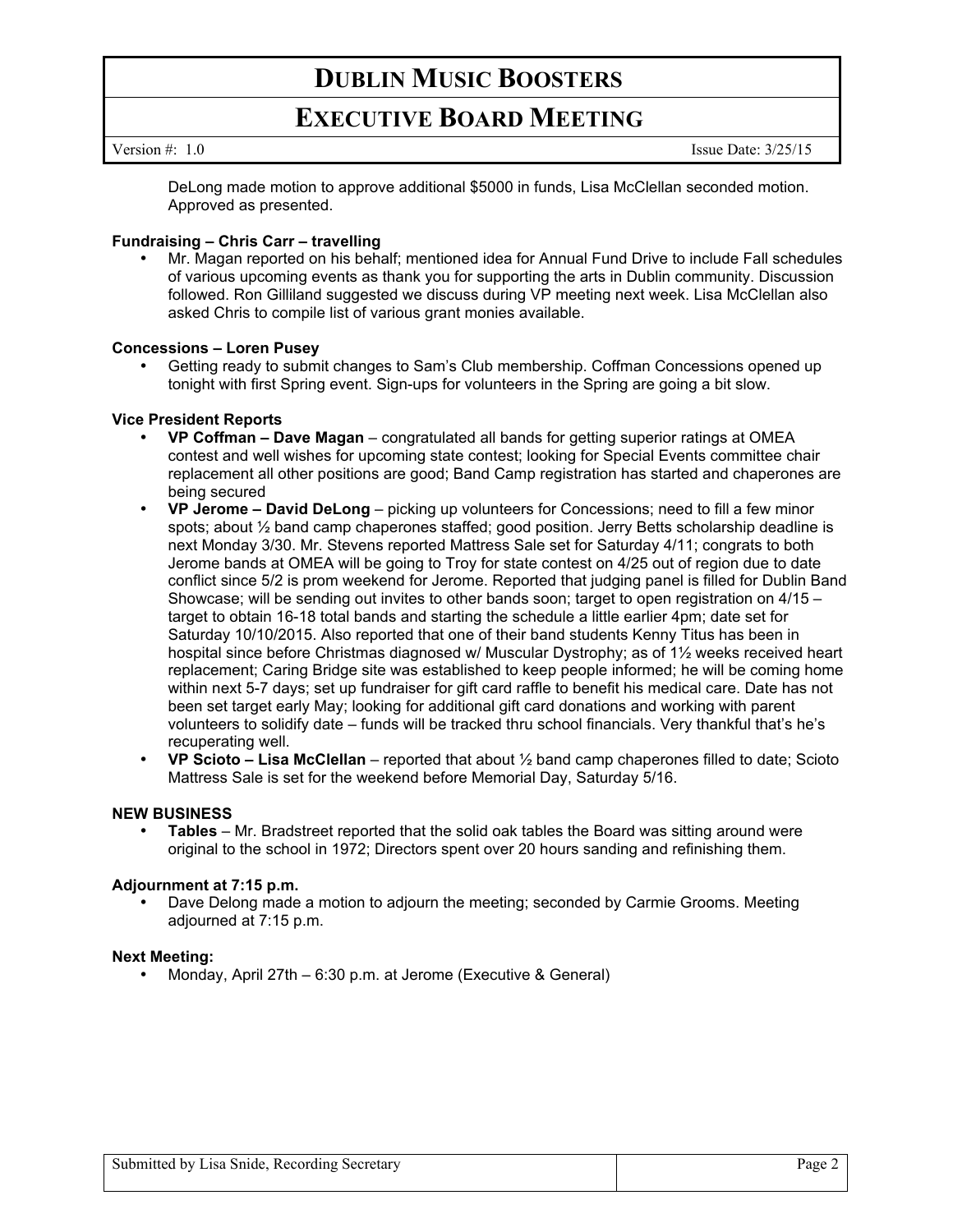DeLong made motion to approve additional $5000 in funds, Lisa McClellan seconded motion. Approved as presented.

**Fundraising – Chris Carr – travelling**

- Mr. Magan reported on his behalf; mentioned idea for Annual Fund Drive to include Fall schedules of various upcoming events as thank you for supporting the arts in Dublin community. Discussion followed. Ron Gilliland suggested we discuss during VP meeting next week. Lisa McClellan also asked Chris to compile list of various grant monies available.

**Concessions – Loren Pusey**

- Getting ready to submit changes to Sam's Club membership. Coffman Concessions opened up tonight with first Spring event. Sign-ups for volunteers in the Spring are going a bit slow.

**Vice President Reports**

- **VP Coffman – Dave Magan** – congratulated all bands for getting superior ratings at OMEA contest and well wishes for upcoming state contest; looking for Special Events committee chair replacement all other positions are good; Band Camp registration has started and chaperones are being secured
- **VP Jerome – David DeLong** – picking up volunteers for Concessions; need to fill a few minor spots; about ½ band camp chaperones staffed; good position. Jerry Betts scholarship deadline is next Monday 3/30. Mr. Stevens reported Mattress Sale set for Saturday 4/11; congrats to both Jerome bands at OMEA will be going to Troy for state contest on 4/25 out of region due to date conflict since 5/2 is prom weekend for Jerome. Reported that judging panel is filled for Dublin Band Showcase; will be sending out invites to other bands soon; target to open registration on 4/15 – target to obtain 16-18 total bands and starting the schedule a little earlier 4pm; date set for Saturday 10/10/2015. Also reported that one of their band students Kenny Titus has been in hospital since before Christmas diagnosed w/ Muscular Dystrophy; as of 1½ weeks received heart replacement; Caring Bridge site was established to keep people informed; he will be coming home within next 5-7 days; set up fundraiser for gift card raffle to benefit his medical care. Date has not been set target early May; looking for additional gift card donations and working with parent volunteers to solidify date – funds will be tracked thru school financials. Very thankful that's he's recuperating well.
- **VP Scioto – Lisa McClellan** – reported that about ½ band camp chaperones filled to date; Scioto Mattress Sale is set for the weekend before Memorial Day, Saturday 5/16.

**NEW BUSINESS**

- **Tables** – Mr. Bradstreet reported that the solid oak tables the Board was sitting around were original to the school in 1972; Directors spent over 20 hours sanding and refinishing them.

**Adjournment at 7:15 p.m.**

- Dave Delong made a motion to adjourn the meeting; seconded by Carmie Grooms. Meeting adjourned at 7:15 p.m.

**Next Meeting:**

- Monday, April 27th – 6:30 p.m. at Jerome (Executive & General)

Submitted by Lisa Snide, Recording Secretary